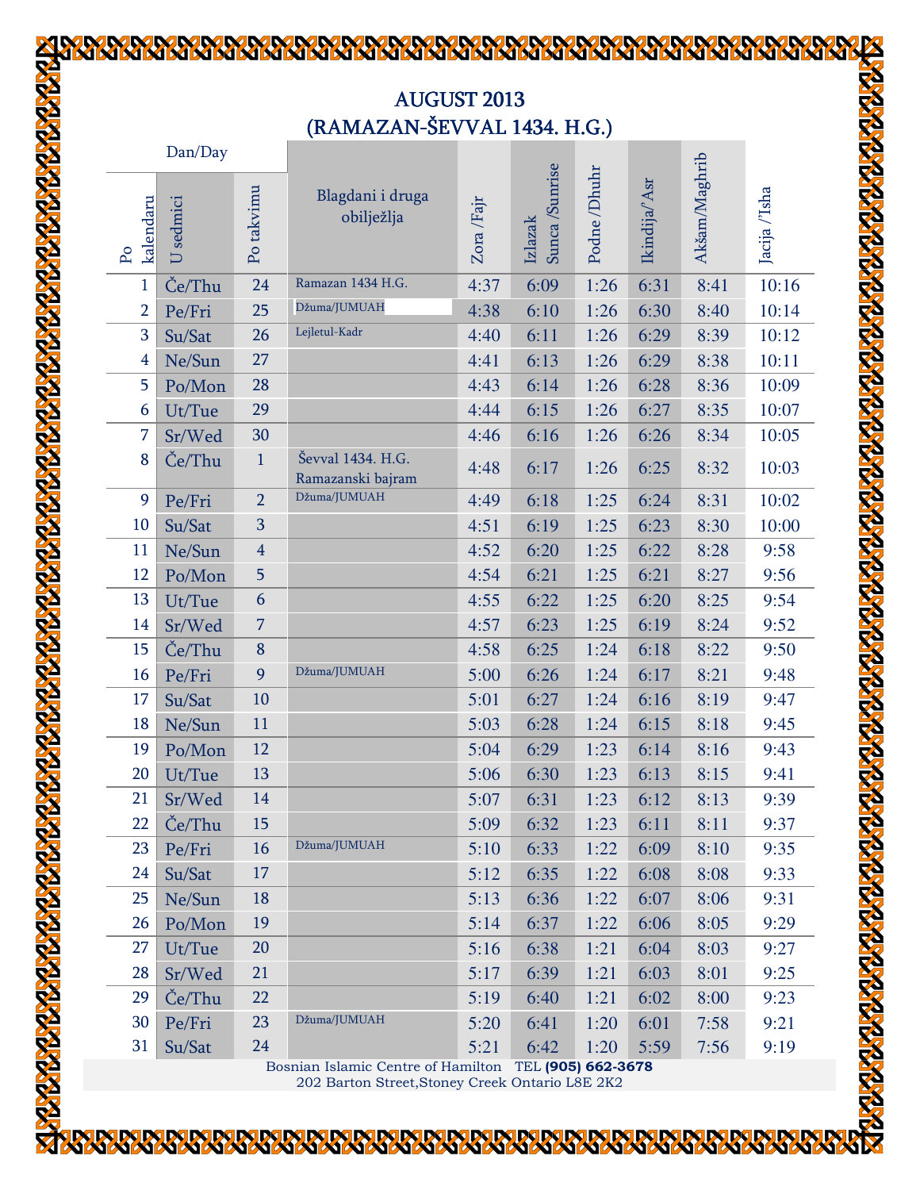# AUGUST 2013
## (RAMAZAN-ŠEVVAL 1434. H.G.)

| Dan/Day | | | Blagdani i druga obilježlja | Zora /Fajr | Izlazak Sunca /Sunrise | Podne /Dhuhr | Ikindija/'Asr | Akšam/Maghrib | Jacija /'Isha |
|---|---|---|---|---|---|---|---|---|---|
| Po kalendaru | U sedmici | Po takvimu | | | | | | | |
| 1 | Če/Thu | 24 | Ramazan 1434 H.G. | 4:37 | 6:09 | 1:26 | 6:31 | 8:41 | 10:16 |
| 2 | Pe/Fri | 25 | Džuma/JUMUAH | 4:38 | 6:10 | 1:26 | 6:30 | 8:40 | 10:14 |
| 3 | Su/Sat | 26 | Lejletul-Kadr | 4:40 | 6:11 | 1:26 | 6:29 | 8:39 | 10:12 |
| 4 | Ne/Sun | 27 | | 4:41 | 6:13 | 1:26 | 6:29 | 8:38 | 10:11 |
| 5 | Po/Mon | 28 | | 4:43 | 6:14 | 1:26 | 6:28 | 8:36 | 10:09 |
| 6 | Ut/Tue | 29 | | 4:44 | 6:15 | 1:26 | 6:27 | 8:35 | 10:07 |
| 7 | Sr/Wed | 30 | | 4:46 | 6:16 | 1:26 | 6:26 | 8:34 | 10:05 |
| 8 | Če/Thu | 1 | Ševval 1434. H.G. Ramazanski bajram | 4:48 | 6:17 | 1:26 | 6:25 | 8:32 | 10:03 |
| 9 | Pe/Fri | 2 | Džuma/JUMUAH | 4:49 | 6:18 | 1:25 | 6:24 | 8:31 | 10:02 |
| 10 | Su/Sat | 3 | | 4:51 | 6:19 | 1:25 | 6:23 | 8:30 | 10:00 |
| 11 | Ne/Sun | 4 | | 4:52 | 6:20 | 1:25 | 6:22 | 8:28 | 9:58 |
| 12 | Po/Mon | 5 | | 4:54 | 6:21 | 1:25 | 6:21 | 8:27 | 9:56 |
| 13 | Ut/Tue | 6 | | 4:55 | 6:22 | 1:25 | 6:20 | 8:25 | 9:54 |
| 14 | Sr/Wed | 7 | | 4:57 | 6:23 | 1:25 | 6:19 | 8:24 | 9:52 |
| 15 | Če/Thu | 8 | | 4:58 | 6:25 | 1:24 | 6:18 | 8:22 | 9:50 |
| 16 | Pe/Fri | 9 | Džuma/JUMUAH | 5:00 | 6:26 | 1:24 | 6:17 | 8:21 | 9:48 |
| 17 | Su/Sat | 10 | | 5:01 | 6:27 | 1:24 | 6:16 | 8:19 | 9:47 |
| 18 | Ne/Sun | 11 | | 5:03 | 6:28 | 1:24 | 6:15 | 8:18 | 9:45 |
| 19 | Po/Mon | 12 | | 5:04 | 6:29 | 1:23 | 6:14 | 8:16 | 9:43 |
| 20 | Ut/Tue | 13 | | 5:06 | 6:30 | 1:23 | 6:13 | 8:15 | 9:41 |
| 21 | Sr/Wed | 14 | | 5:07 | 6:31 | 1:23 | 6:12 | 8:13 | 9:39 |
| 22 | Če/Thu | 15 | | 5:09 | 6:32 | 1:23 | 6:11 | 8:11 | 9:37 |
| 23 | Pe/Fri | 16 | Džuma/JUMUAH | 5:10 | 6:33 | 1:22 | 6:09 | 8:10 | 9:35 |
| 24 | Su/Sat | 17 | | 5:12 | 6:35 | 1:22 | 6:08 | 8:08 | 9:33 |
| 25 | Ne/Sun | 18 | | 5:13 | 6:36 | 1:22 | 6:07 | 8:06 | 9:31 |
| 26 | Po/Mon | 19 | | 5:14 | 6:37 | 1:22 | 6:06 | 8:05 | 9:29 |
| 27 | Ut/Tue | 20 | | 5:16 | 6:38 | 1:21 | 6:04 | 8:03 | 9:27 |
| 28 | Sr/Wed | 21 | | 5:17 | 6:39 | 1:21 | 6:03 | 8:01 | 9:25 |
| 29 | Če/Thu | 22 | | 5:19 | 6:40 | 1:21 | 6:02 | 8:00 | 9:23 |
| 30 | Pe/Fri | 23 | Džuma/JUMUAH | 5:20 | 6:41 | 1:20 | 6:01 | 7:58 | 9:21 |
| 31 | Su/Sat | 24 | | 5:21 | 6:42 | 1:20 | 5:59 | 7:56 | 9:19 |

Bosnian Islamic Centre of Hamilton TEL **(905) 662-3678**
202 Barton Street,Stoney Creek Ontario L8E 2K2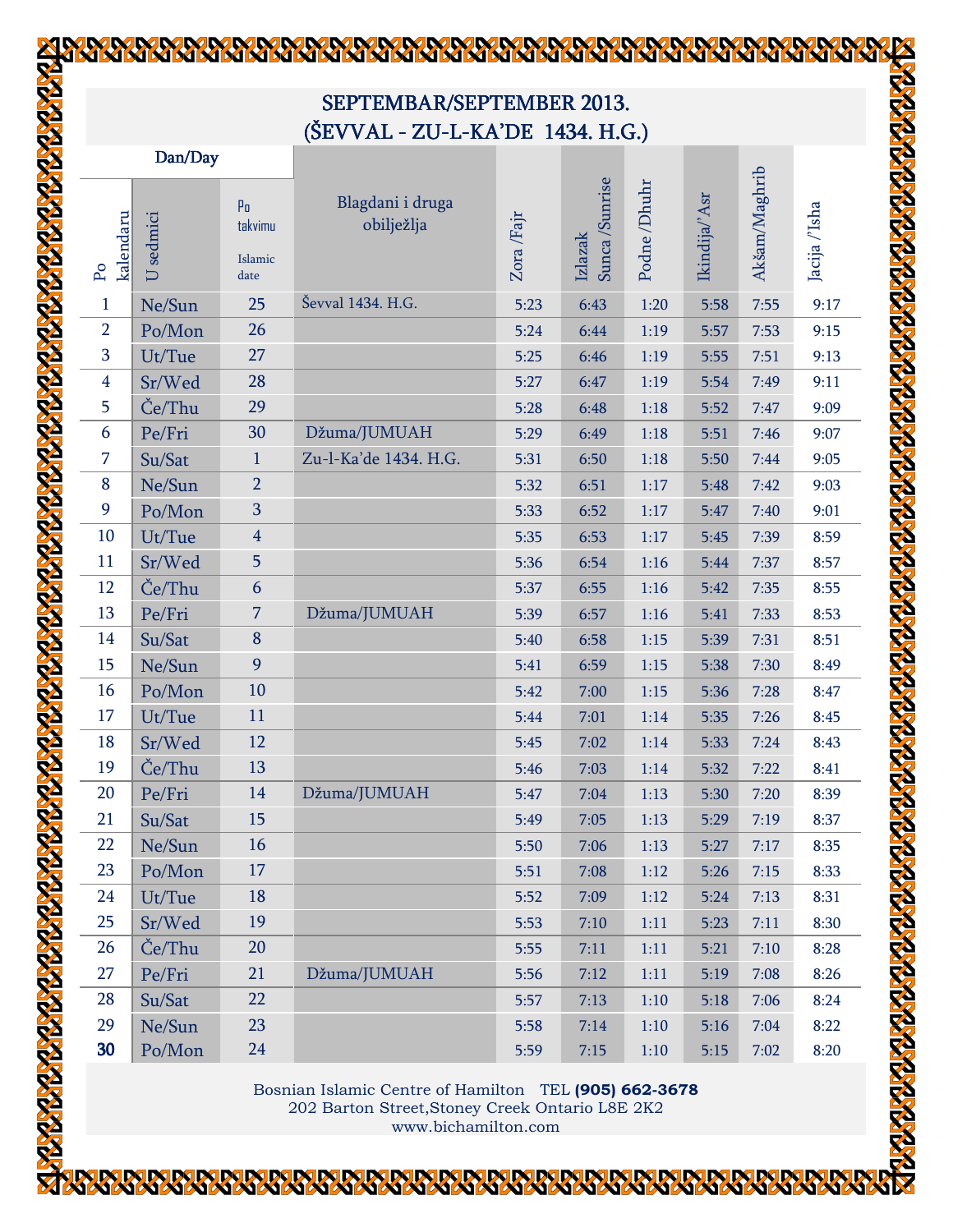# SEPTEMBAR/SEPTEMBER 2013.
## (ŠEVVAL - ZU-L-KA'DE 1434. H.G.)

| Dan/Day | | | Blagdani i druga obilježlja | Zora /Fajr | Izlazak Sunca /Sunrise | Podne /Dhuhr | Ikindija/'Asr | Akšam/Maghrib | Jacija /'Isha |
|---|---|---|---|---|---|---|---|---|---|
| Po kalendaru | U sedmici | Po takvimu Islamic date | | | | | | | |
| 1 | Ne/Sun | 25 | Ševval 1434. H.G. | 5:23 | 6:43 | 1:20 | 5:58 | 7:55 | 9:17 |
| 2 | Po/Mon | 26 | | 5:24 | 6:44 | 1:19 | 5:57 | 7:53 | 9:15 |
| 3 | Ut/Tue | 27 | | 5:25 | 6:46 | 1:19 | 5:55 | 7:51 | 9:13 |
| 4 | Sr/Wed | 28 | | 5:27 | 6:47 | 1:19 | 5:54 | 7:49 | 9:11 |
| 5 | Če/Thu | 29 | | 5:28 | 6:48 | 1:18 | 5:52 | 7:47 | 9:09 |
| 6 | Pe/Fri | 30 | Džuma/JUMUAH | 5:29 | 6:49 | 1:18 | 5:51 | 7:46 | 9:07 |
| 7 | Su/Sat | 1 | Zu-l-Ka'de 1434. H.G. | 5:31 | 6:50 | 1:18 | 5:50 | 7:44 | 9:05 |
| 8 | Ne/Sun | 2 | | 5:32 | 6:51 | 1:17 | 5:48 | 7:42 | 9:03 |
| 9 | Po/Mon | 3 | | 5:33 | 6:52 | 1:17 | 5:47 | 7:40 | 9:01 |
| 10 | Ut/Tue | 4 | | 5:35 | 6:53 | 1:17 | 5:45 | 7:39 | 8:59 |
| 11 | Sr/Wed | 5 | | 5:36 | 6:54 | 1:16 | 5:44 | 7:37 | 8:57 |
| 12 | Če/Thu | 6 | | 5:37 | 6:55 | 1:16 | 5:42 | 7:35 | 8:55 |
| 13 | Pe/Fri | 7 | Džuma/JUMUAH | 5:39 | 6:57 | 1:16 | 5:41 | 7:33 | 8:53 |
| 14 | Su/Sat | 8 | | 5:40 | 6:58 | 1:15 | 5:39 | 7:31 | 8:51 |
| 15 | Ne/Sun | 9 | | 5:41 | 6:59 | 1:15 | 5:38 | 7:30 | 8:49 |
| 16 | Po/Mon | 10 | | 5:42 | 7:00 | 1:15 | 5:36 | 7:28 | 8:47 |
| 17 | Ut/Tue | 11 | | 5:44 | 7:01 | 1:14 | 5:35 | 7:26 | 8:45 |
| 18 | Sr/Wed | 12 | | 5:45 | 7:02 | 1:14 | 5:33 | 7:24 | 8:43 |
| 19 | Če/Thu | 13 | | 5:46 | 7:03 | 1:14 | 5:32 | 7:22 | 8:41 |
| 20 | Pe/Fri | 14 | Džuma/JUMUAH | 5:47 | 7:04 | 1:13 | 5:30 | 7:20 | 8:39 |
| 21 | Su/Sat | 15 | | 5:49 | 7:05 | 1:13 | 5:29 | 7:19 | 8:37 |
| 22 | Ne/Sun | 16 | | 5:50 | 7:06 | 1:13 | 5:27 | 7:17 | 8:35 |
| 23 | Po/Mon | 17 | | 5:51 | 7:08 | 1:12 | 5:26 | 7:15 | 8:33 |
| 24 | Ut/Tue | 18 | | 5:52 | 7:09 | 1:12 | 5:24 | 7:13 | 8:31 |
| 25 | Sr/Wed | 19 | | 5:53 | 7:10 | 1:11 | 5:23 | 7:11 | 8:30 |
| 26 | Če/Thu | 20 | | 5:55 | 7:11 | 1:11 | 5:21 | 7:10 | 8:28 |
| 27 | Pe/Fri | 21 | Džuma/JUMUAH | 5:56 | 7:12 | 1:11 | 5:19 | 7:08 | 8:26 |
| 28 | Su/Sat | 22 | | 5:57 | 7:13 | 1:10 | 5:18 | 7:06 | 8:24 |
| 29 | Ne/Sun | 23 | | 5:58 | 7:14 | 1:10 | 5:16 | 7:04 | 8:22 |
| **30** | Po/Mon | 24 | | 5:59 | 7:15 | 1:10 | 5:15 | 7:02 | 8:20 |

Bosnian Islamic Centre of Hamilton TEL **(905) 662-3678**
202 Barton Street,Stoney Creek Ontario L8E 2K2
www.bichamilton.com